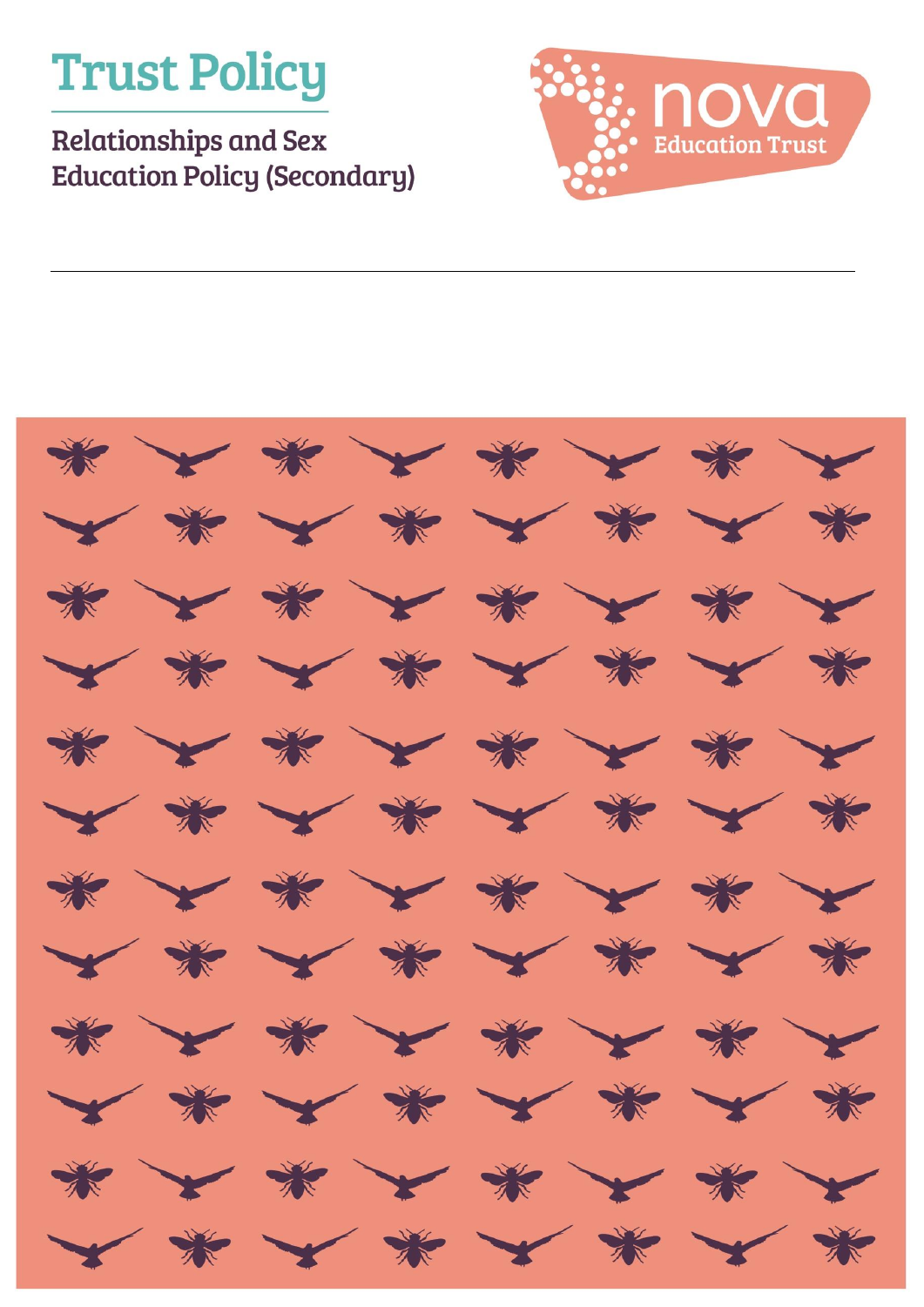# Trust Policy

## Relationships and Sex Education Policy (Secondary)

nova Education Trust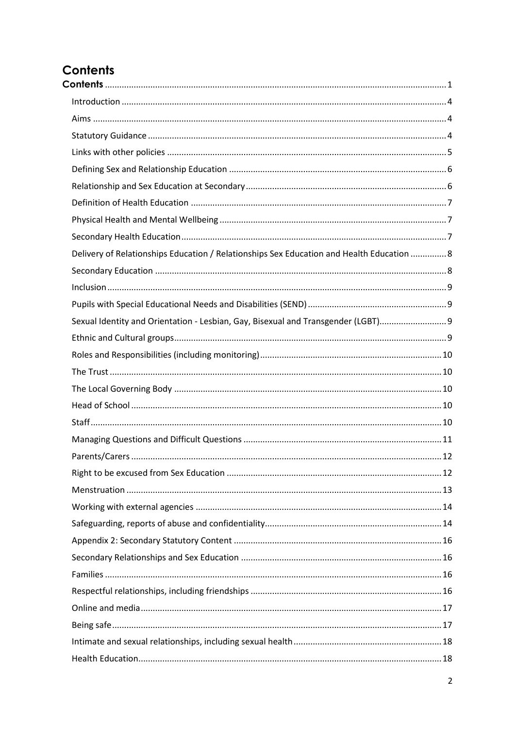# Contents

**Contents** ........................................................................................................................................ 1

- Introduction ..................................................................................................................................... 4
- Aims .................................................................................................................................................. 4
- Statutory Guidance .......................................................................................................................... 4
- Links with other policies .................................................................................................................. 5
- Defining Sex and Relationship Education ......................................................................................... 6
- Relationship and Sex Education at Secondary .................................................................................. 6
- Definition of Health Education ......................................................................................................... 7
- Physical Health and Mental Wellbeing ............................................................................................. 7
- Secondary Health Education ............................................................................................................ 7
- Delivery of Relationships Education / Relationships Sex Education and Health Education ............... 8
- Secondary Education ........................................................................................................................ 8
- Inclusion ........................................................................................................................................... 9
- Pupils with Special Educational Needs and Disabilities (SEND) ......................................................... 9
- Sexual Identity and Orientation - Lesbian, Gay, Bisexual and Transgender (LGBT) ............................ 9
- Ethnic and Cultural groups ................................................................................................................ 9
- Roles and Responsibilities (including monitoring) .......................................................................... 10
- The Trust ........................................................................................................................................ 10
- The Local Governing Body .............................................................................................................. 10
- Head of School ............................................................................................................................... 10
- Staff ................................................................................................................................................ 10
- Managing Questions and Difficult Questions ................................................................................. 11
- Parents/Carers ............................................................................................................................... 12
- Right to be excused from Sex Education ........................................................................................ 12
- Menstruation .................................................................................................................................. 13
- Working with external agencies ..................................................................................................... 14
- Safeguarding, reports of abuse and confidentiality ........................................................................ 14
- Appendix 2: Secondary Statutory Content ...................................................................................... 16
- Secondary Relationships and Sex Education .................................................................................. 16
- Families ........................................................................................................................................... 16
- Respectful relationships, including friendships .............................................................................. 16
- Online and media ............................................................................................................................ 17
- Being safe ....................................................................................................................................... 17
- Intimate and sexual relationships, including sexual health ............................................................. 18
- Health Education ............................................................................................................................ 18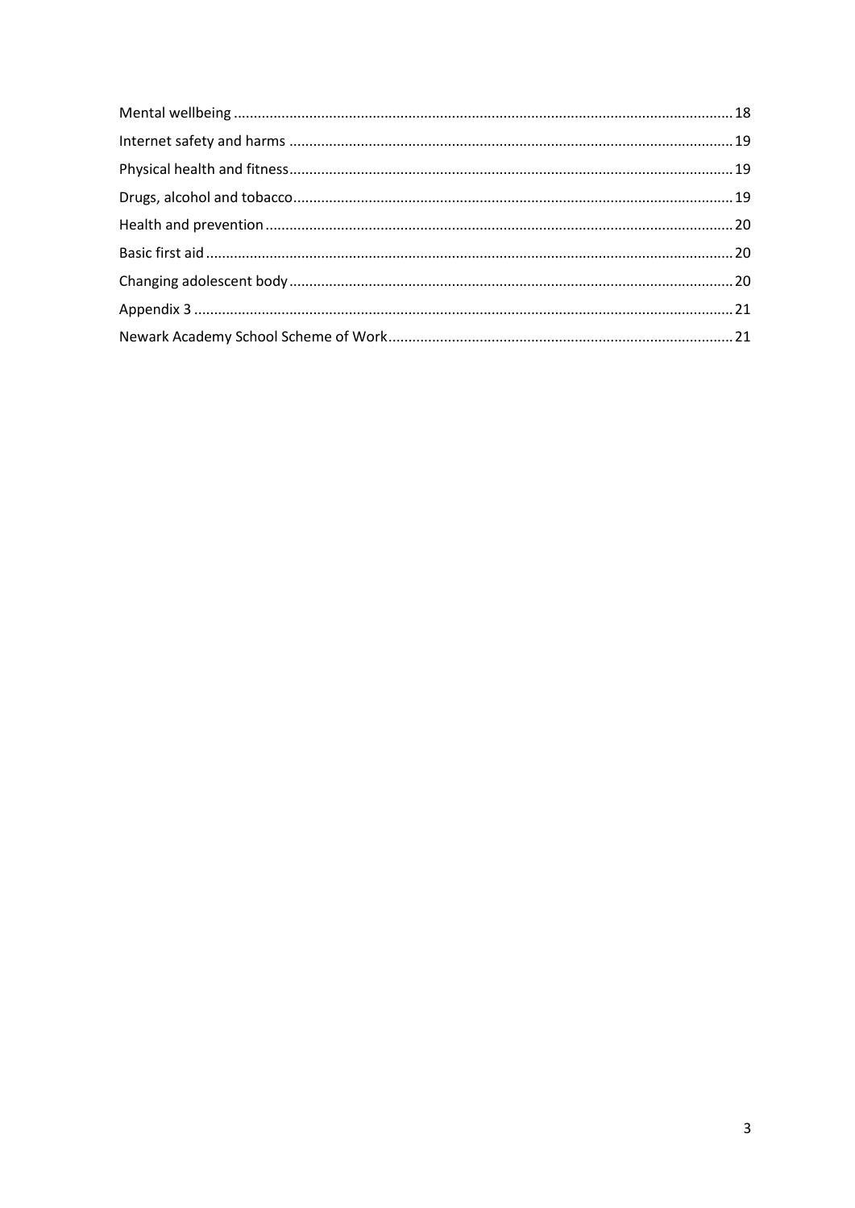Mental wellbeing ........................................................................................................................ 18

Internet safety and harms ........................................................................................................... 19

Physical health and fitness........................................................................................................... 19

Drugs, alcohol and tobacco.......................................................................................................... 19

Health and prevention ................................................................................................................. 20

Basic first aid ................................................................................................................................ 20

Changing adolescent body ........................................................................................................... 20

Appendix 3 ................................................................................................................................... 21

Newark Academy School Scheme of Work................................................................................... 21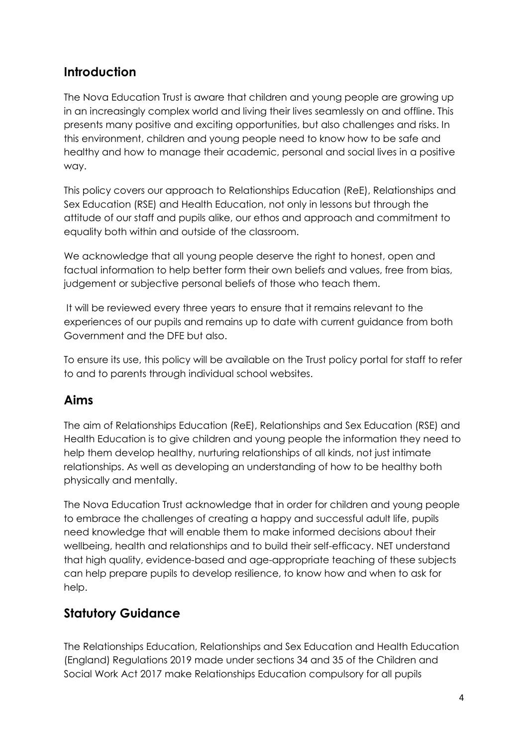## Introduction

The Nova Education Trust is aware that children and young people are growing up in an increasingly complex world and living their lives seamlessly on and offline. This presents many positive and exciting opportunities, but also challenges and risks. In this environment, children and young people need to know how to be safe and healthy and how to manage their academic, personal and social lives in a positive way.

This policy covers our approach to Relationships Education (ReE), Relationships and Sex Education (RSE) and Health Education, not only in lessons but through the attitude of our staff and pupils alike, our ethos and approach and commitment to equality both within and outside of the classroom.

We acknowledge that all young people deserve the right to honest, open and factual information to help better form their own beliefs and values, free from bias, judgement or subjective personal beliefs of those who teach them.

It will be reviewed every three years to ensure that it remains relevant to the experiences of our pupils and remains up to date with current guidance from both Government and the DFE but also.

To ensure its use, this policy will be available on the Trust policy portal for staff to refer to and to parents through individual school websites.

## Aims

The aim of Relationships Education (ReE), Relationships and Sex Education (RSE) and Health Education is to give children and young people the information they need to help them develop healthy, nurturing relationships of all kinds, not just intimate relationships. As well as developing an understanding of how to be healthy both physically and mentally.

The Nova Education Trust acknowledge that in order for children and young people to embrace the challenges of creating a happy and successful adult life, pupils need knowledge that will enable them to make informed decisions about their wellbeing, health and relationships and to build their self-efficacy. NET understand that high quality, evidence-based and age-appropriate teaching of these subjects can help prepare pupils to develop resilience, to know how and when to ask for help.

## Statutory Guidance

The Relationships Education, Relationships and Sex Education and Health Education (England) Regulations 2019 made under sections 34 and 35 of the Children and Social Work Act 2017 make Relationships Education compulsory for all pupils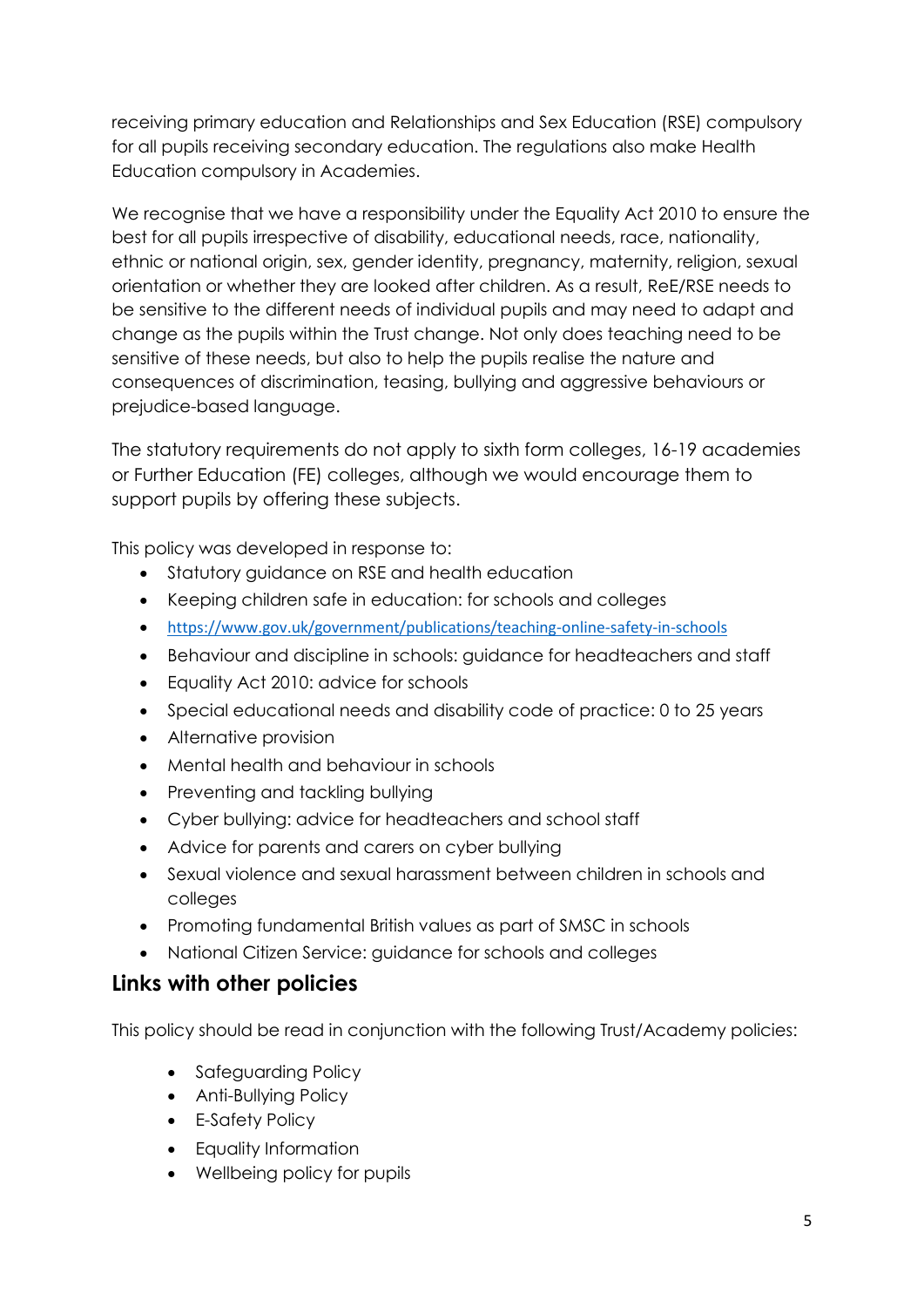receiving primary education and Relationships and Sex Education (RSE) compulsory for all pupils receiving secondary education. The regulations also make Health Education compulsory in Academies.

We recognise that we have a responsibility under the Equality Act 2010 to ensure the best for all pupils irrespective of disability, educational needs, race, nationality, ethnic or national origin, sex, gender identity, pregnancy, maternity, religion, sexual orientation or whether they are looked after children. As a result, ReE/RSE needs to be sensitive to the different needs of individual pupils and may need to adapt and change as the pupils within the Trust change. Not only does teaching need to be sensitive of these needs, but also to help the pupils realise the nature and consequences of discrimination, teasing, bullying and aggressive behaviours or prejudice-based language.

The statutory requirements do not apply to sixth form colleges, 16-19 academies or Further Education (FE) colleges, although we would encourage them to support pupils by offering these subjects.

This policy was developed in response to:

- Statutory guidance on RSE and health education
- Keeping children safe in education: for schools and colleges
- https://www.gov.uk/government/publications/teaching-online-safety-in-schools
- Behaviour and discipline in schools: guidance for headteachers and staff
- Equality Act 2010: advice for schools
- Special educational needs and disability code of practice: 0 to 25 years
- Alternative provision
- Mental health and behaviour in schools
- Preventing and tackling bullying
- Cyber bullying: advice for headteachers and school staff
- Advice for parents and carers on cyber bullying
- Sexual violence and sexual harassment between children in schools and colleges
- Promoting fundamental British values as part of SMSC in schools
- National Citizen Service: guidance for schools and colleges

## Links with other policies

This policy should be read in conjunction with the following Trust/Academy policies:

- Safeguarding Policy
- Anti-Bullying Policy
- E-Safety Policy
- Equality Information
- Wellbeing policy for pupils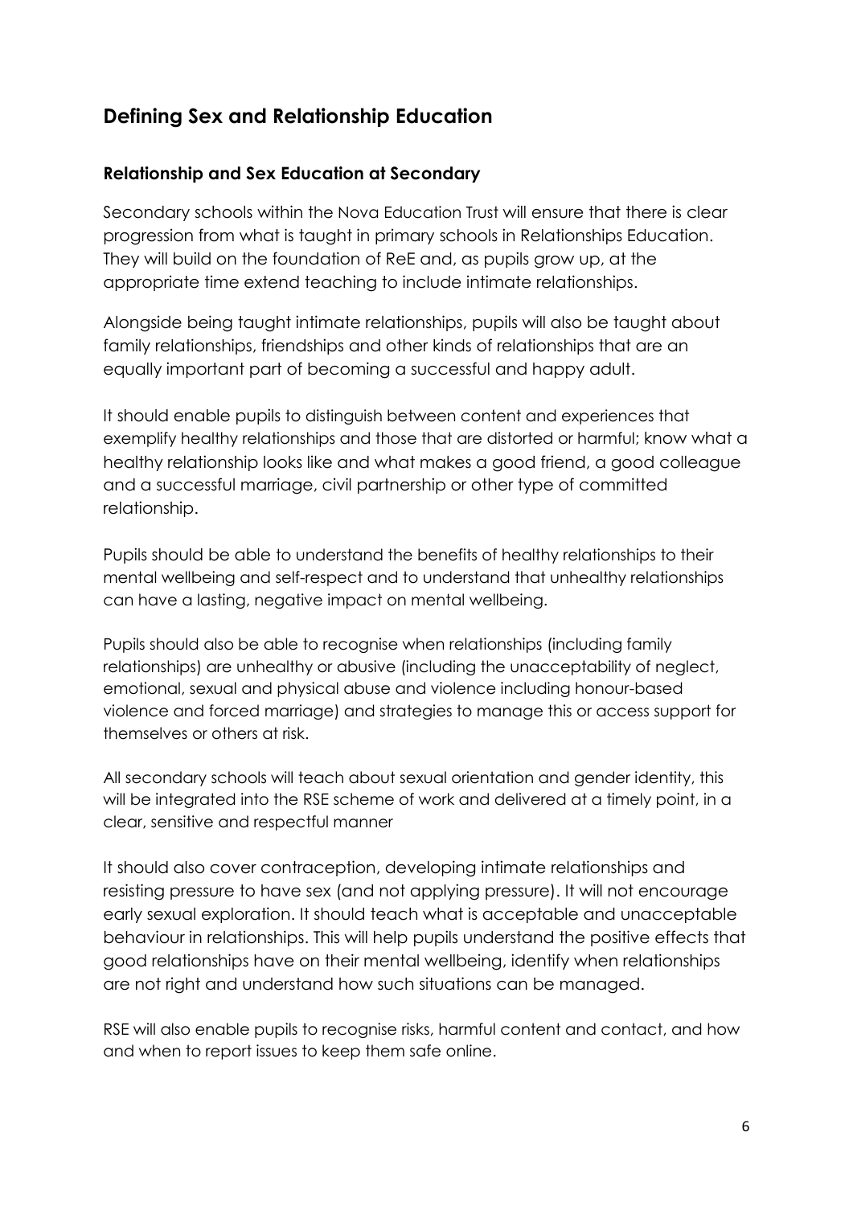## Defining Sex and Relationship Education

### Relationship and Sex Education at Secondary

Secondary schools within the Nova Education Trust will ensure that there is clear progression from what is taught in primary schools in Relationships Education. They will build on the foundation of ReE and, as pupils grow up, at the appropriate time extend teaching to include intimate relationships.

Alongside being taught intimate relationships, pupils will also be taught about family relationships, friendships and other kinds of relationships that are an equally important part of becoming a successful and happy adult.

It should enable pupils to distinguish between content and experiences that exemplify healthy relationships and those that are distorted or harmful; know what a healthy relationship looks like and what makes a good friend, a good colleague and a successful marriage, civil partnership or other type of committed relationship.

Pupils should be able to understand the benefits of healthy relationships to their mental wellbeing and self-respect and to understand that unhealthy relationships can have a lasting, negative impact on mental wellbeing.

Pupils should also be able to recognise when relationships (including family relationships) are unhealthy or abusive (including the unacceptability of neglect, emotional, sexual and physical abuse and violence including honour-based violence and forced marriage) and strategies to manage this or access support for themselves or others at risk.

All secondary schools will teach about sexual orientation and gender identity, this will be integrated into the RSE scheme of work and delivered at a timely point, in a clear, sensitive and respectful manner

It should also cover contraception, developing intimate relationships and resisting pressure to have sex (and not applying pressure). It will not encourage early sexual exploration. It should teach what is acceptable and unacceptable behaviour in relationships. This will help pupils understand the positive effects that good relationships have on their mental wellbeing, identify when relationships are not right and understand how such situations can be managed.

RSE will also enable pupils to recognise risks, harmful content and contact, and how and when to report issues to keep them safe online.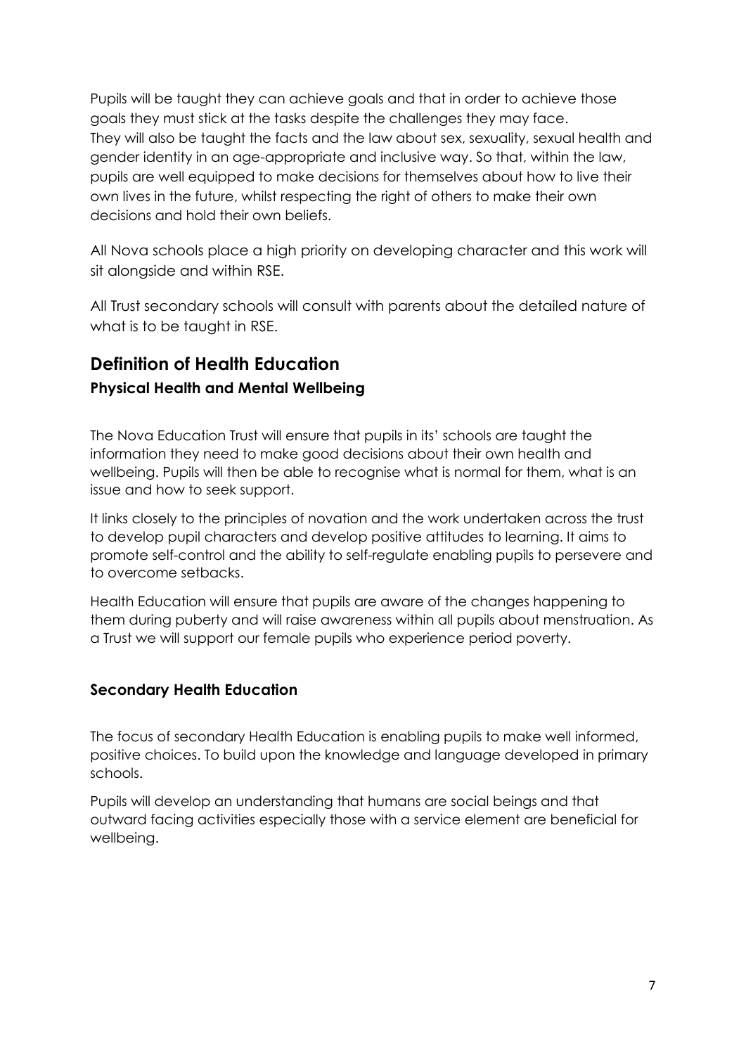Pupils will be taught they can achieve goals and that in order to achieve those goals they must stick at the tasks despite the challenges they may face. They will also be taught the facts and the law about sex, sexuality, sexual health and gender identity in an age-appropriate and inclusive way. So that, within the law, pupils are well equipped to make decisions for themselves about how to live their own lives in the future, whilst respecting the right of others to make their own decisions and hold their own beliefs.

All Nova schools place a high priority on developing character and this work will sit alongside and within RSE.

All Trust secondary schools will consult with parents about the detailed nature of what is to be taught in RSE.

## Definition of Health Education

### Physical Health and Mental Wellbeing

The Nova Education Trust will ensure that pupils in its' schools are taught the information they need to make good decisions about their own health and wellbeing. Pupils will then be able to recognise what is normal for them, what is an issue and how to seek support.

It links closely to the principles of novation and the work undertaken across the trust to develop pupil characters and develop positive attitudes to learning. It aims to promote self-control and the ability to self-regulate enabling pupils to persevere and to overcome setbacks.

Health Education will ensure that pupils are aware of the changes happening to them during puberty and will raise awareness within all pupils about menstruation. As a Trust we will support our female pupils who experience period poverty.

### Secondary Health Education

The focus of secondary Health Education is enabling pupils to make well informed, positive choices. To build upon the knowledge and language developed in primary schools.

Pupils will develop an understanding that humans are social beings and that outward facing activities especially those with a service element are beneficial for wellbeing.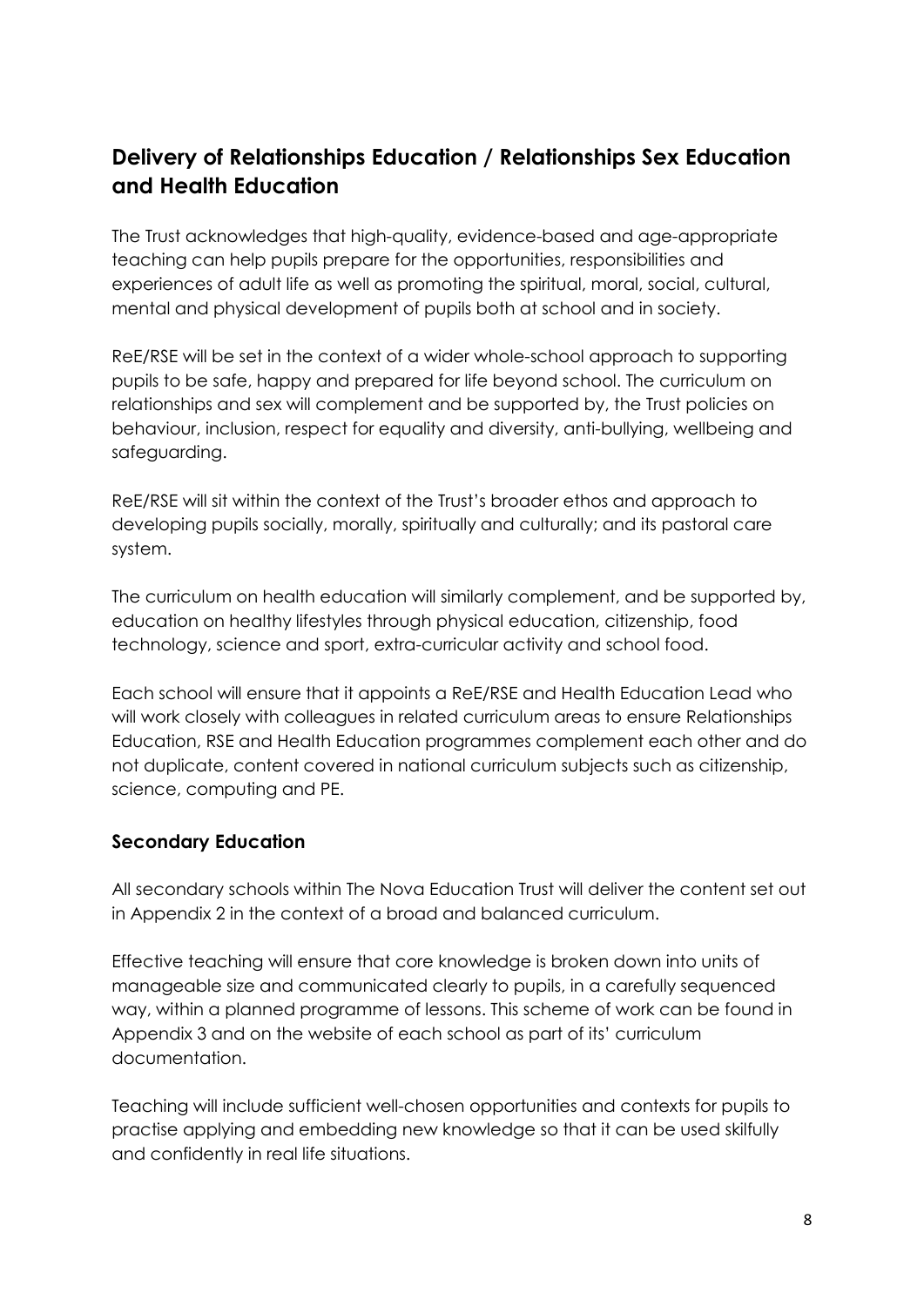## Delivery of Relationships Education / Relationships Sex Education and Health Education

The Trust acknowledges that high-quality, evidence-based and age-appropriate teaching can help pupils prepare for the opportunities, responsibilities and experiences of adult life as well as promoting the spiritual, moral, social, cultural, mental and physical development of pupils both at school and in society.

ReE/RSE will be set in the context of a wider whole-school approach to supporting pupils to be safe, happy and prepared for life beyond school. The curriculum on relationships and sex will complement and be supported by, the Trust policies on behaviour, inclusion, respect for equality and diversity, anti-bullying, wellbeing and safeguarding.

ReE/RSE will sit within the context of the Trust's broader ethos and approach to developing pupils socially, morally, spiritually and culturally; and its pastoral care system.

The curriculum on health education will similarly complement, and be supported by, education on healthy lifestyles through physical education, citizenship, food technology, science and sport, extra-curricular activity and school food.

Each school will ensure that it appoints a ReE/RSE and Health Education Lead who will work closely with colleagues in related curriculum areas to ensure Relationships Education, RSE and Health Education programmes complement each other and do not duplicate, content covered in national curriculum subjects such as citizenship, science, computing and PE.

### Secondary Education

All secondary schools within The Nova Education Trust will deliver the content set out in Appendix 2 in the context of a broad and balanced curriculum.

Effective teaching will ensure that core knowledge is broken down into units of manageable size and communicated clearly to pupils, in a carefully sequenced way, within a planned programme of lessons. This scheme of work can be found in Appendix 3 and on the website of each school as part of its' curriculum documentation.

Teaching will include sufficient well-chosen opportunities and contexts for pupils to practise applying and embedding new knowledge so that it can be used skilfully and confidently in real life situations.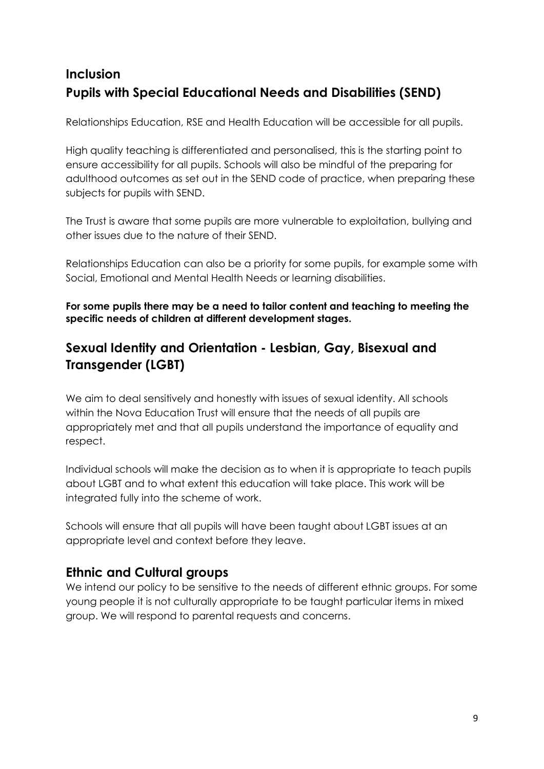## Inclusion

## Pupils with Special Educational Needs and Disabilities (SEND)

Relationships Education, RSE and Health Education will be accessible for all pupils.

High quality teaching is differentiated and personalised, this is the starting point to ensure accessibility for all pupils. Schools will also be mindful of the preparing for adulthood outcomes as set out in the SEND code of practice, when preparing these subjects for pupils with SEND.

The Trust is aware that some pupils are more vulnerable to exploitation, bullying and other issues due to the nature of their SEND.

Relationships Education can also be a priority for some pupils, for example some with Social, Emotional and Mental Health Needs or learning disabilities.

**For some pupils there may be a need to tailor content and teaching to meeting the specific needs of children at different development stages.**

## Sexual Identity and Orientation - Lesbian, Gay, Bisexual and Transgender (LGBT)

We aim to deal sensitively and honestly with issues of sexual identity. All schools within the Nova Education Trust will ensure that the needs of all pupils are appropriately met and that all pupils understand the importance of equality and respect.

Individual schools will make the decision as to when it is appropriate to teach pupils about LGBT and to what extent this education will take place. This work will be integrated fully into the scheme of work.

Schools will ensure that all pupils will have been taught about LGBT issues at an appropriate level and context before they leave.

## Ethnic and Cultural groups

We intend our policy to be sensitive to the needs of different ethnic groups. For some young people it is not culturally appropriate to be taught particular items in mixed group. We will respond to parental requests and concerns.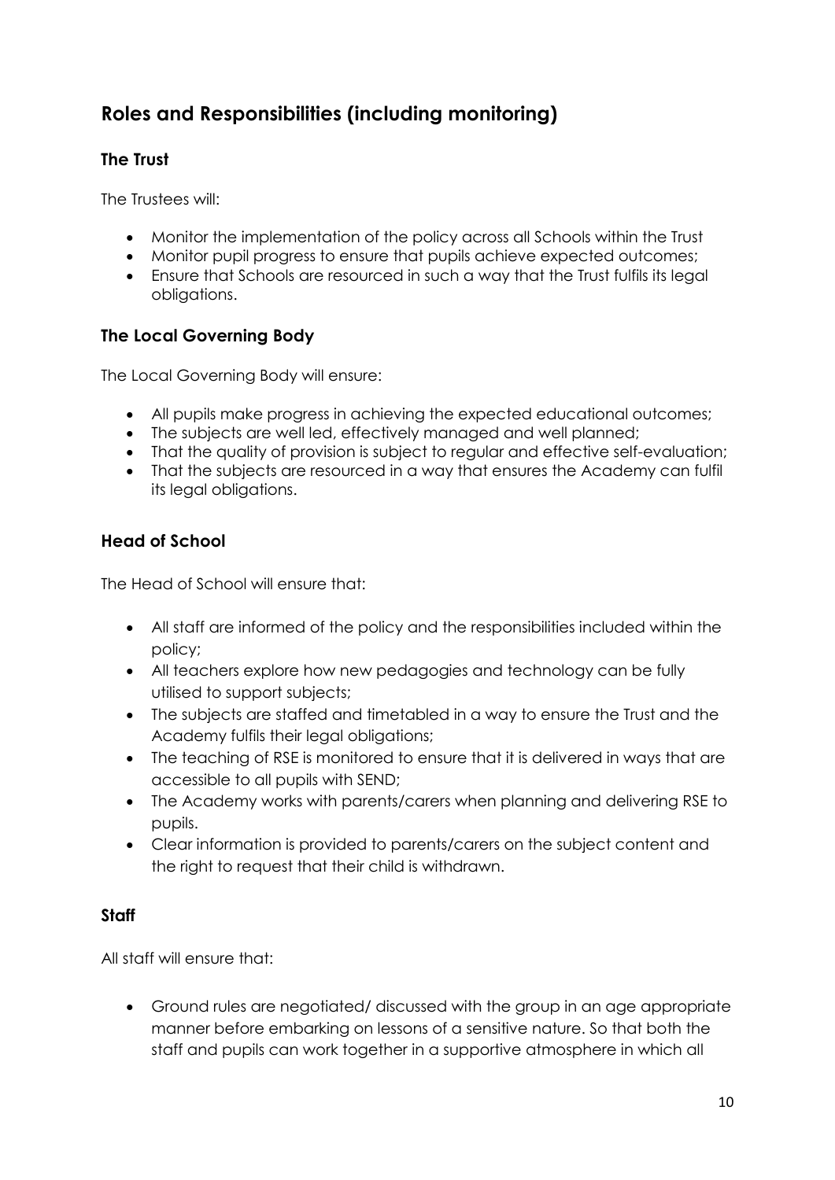## Roles and Responsibilities (including monitoring)

### The Trust

The Trustees will:

- Monitor the implementation of the policy across all Schools within the Trust
- Monitor pupil progress to ensure that pupils achieve expected outcomes;
- Ensure that Schools are resourced in such a way that the Trust fulfils its legal obligations.

### The Local Governing Body

The Local Governing Body will ensure:

- All pupils make progress in achieving the expected educational outcomes;
- The subjects are well led, effectively managed and well planned;
- That the quality of provision is subject to regular and effective self-evaluation;
- That the subjects are resourced in a way that ensures the Academy can fulfil its legal obligations.

### Head of School

The Head of School will ensure that:

- All staff are informed of the policy and the responsibilities included within the policy;
- All teachers explore how new pedagogies and technology can be fully utilised to support subjects;
- The subjects are staffed and timetabled in a way to ensure the Trust and the Academy fulfils their legal obligations;
- The teaching of RSE is monitored to ensure that it is delivered in ways that are accessible to all pupils with SEND;
- The Academy works with parents/carers when planning and delivering RSE to pupils.
- Clear information is provided to parents/carers on the subject content and the right to request that their child is withdrawn.

### Staff

All staff will ensure that:

- Ground rules are negotiated/ discussed with the group in an age appropriate manner before embarking on lessons of a sensitive nature. So that both the staff and pupils can work together in a supportive atmosphere in which all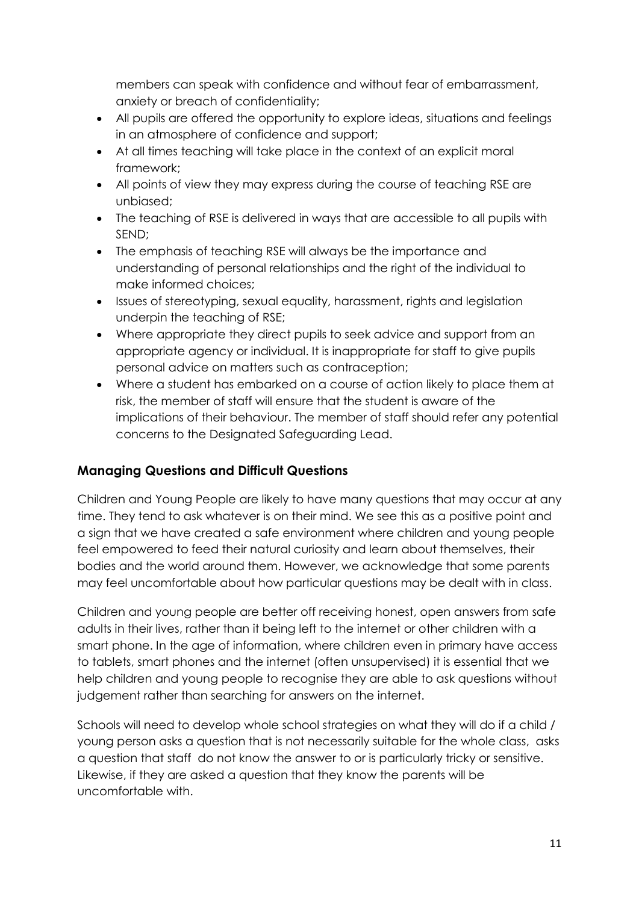members can speak with confidence and without fear of embarrassment, anxiety or breach of confidentiality;

- All pupils are offered the opportunity to explore ideas, situations and feelings in an atmosphere of confidence and support;
- At all times teaching will take place in the context of an explicit moral framework;
- All points of view they may express during the course of teaching RSE are unbiased;
- The teaching of RSE is delivered in ways that are accessible to all pupils with SEND;
- The emphasis of teaching RSE will always be the importance and understanding of personal relationships and the right of the individual to make informed choices;
- Issues of stereotyping, sexual equality, harassment, rights and legislation underpin the teaching of RSE;
- Where appropriate they direct pupils to seek advice and support from an appropriate agency or individual. It is inappropriate for staff to give pupils personal advice on matters such as contraception;
- Where a student has embarked on a course of action likely to place them at risk, the member of staff will ensure that the student is aware of the implications of their behaviour. The member of staff should refer any potential concerns to the Designated Safeguarding Lead.

## Managing Questions and Difficult Questions

Children and Young People are likely to have many questions that may occur at any time. They tend to ask whatever is on their mind. We see this as a positive point and a sign that we have created a safe environment where children and young people feel empowered to feed their natural curiosity and learn about themselves, their bodies and the world around them. However, we acknowledge that some parents may feel uncomfortable about how particular questions may be dealt with in class.

Children and young people are better off receiving honest, open answers from safe adults in their lives, rather than it being left to the internet or other children with a smart phone. In the age of information, where children even in primary have access to tablets, smart phones and the internet (often unsupervised) it is essential that we help children and young people to recognise they are able to ask questions without judgement rather than searching for answers on the internet.

Schools will need to develop whole school strategies on what they will do if a child / young person asks a question that is not necessarily suitable for the whole class, asks a question that staff do not know the answer to or is particularly tricky or sensitive. Likewise, if they are asked a question that they know the parents will be uncomfortable with.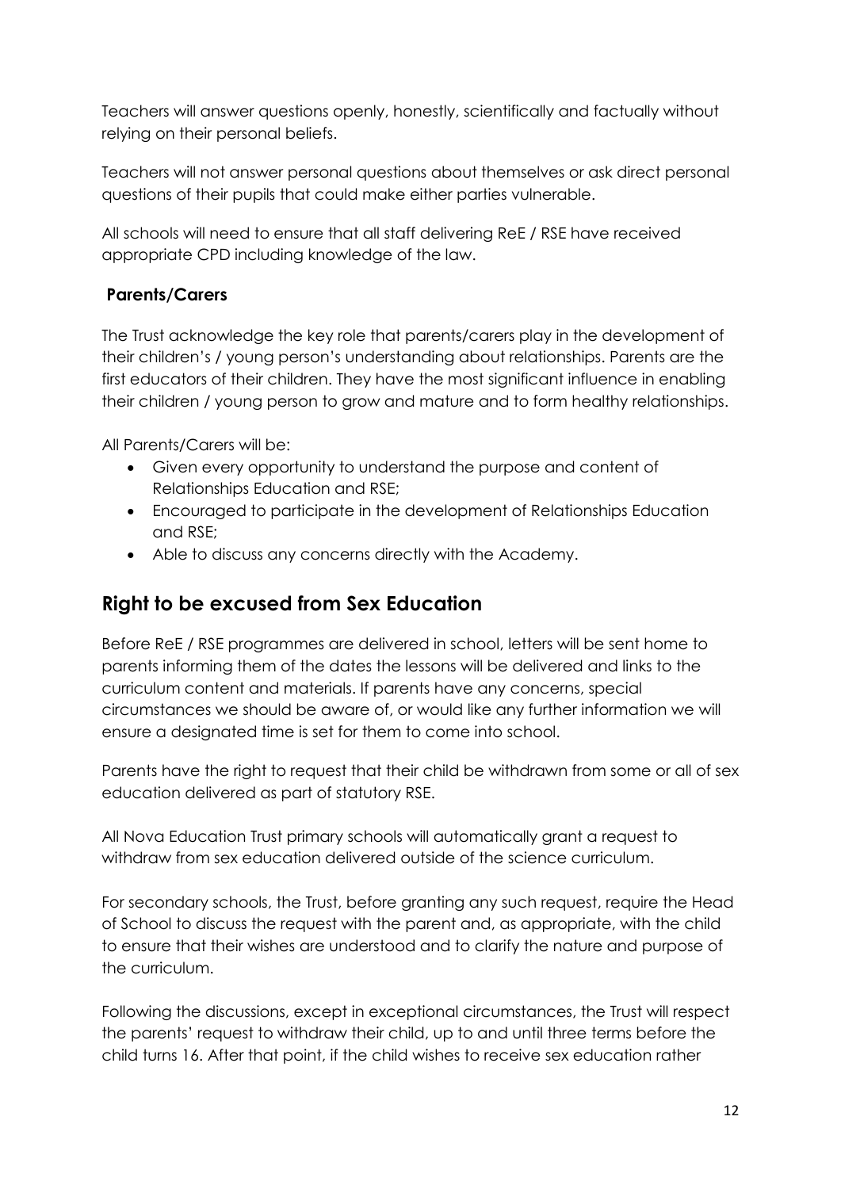Teachers will answer questions openly, honestly, scientifically and factually without relying on their personal beliefs.

Teachers will not answer personal questions about themselves or ask direct personal questions of their pupils that could make either parties vulnerable.

All schools will need to ensure that all staff delivering ReE / RSE have received appropriate CPD including knowledge of the law.

### Parents/Carers

The Trust acknowledge the key role that parents/carers play in the development of their children's / young person's understanding about relationships. Parents are the first educators of their children. They have the most significant influence in enabling their children / young person to grow and mature and to form healthy relationships.

All Parents/Carers will be:

- Given every opportunity to understand the purpose and content of Relationships Education and RSE;
- Encouraged to participate in the development of Relationships Education and RSE;
- Able to discuss any concerns directly with the Academy.

## Right to be excused from Sex Education

Before ReE / RSE programmes are delivered in school, letters will be sent home to parents informing them of the dates the lessons will be delivered and links to the curriculum content and materials. If parents have any concerns, special circumstances we should be aware of, or would like any further information we will ensure a designated time is set for them to come into school.

Parents have the right to request that their child be withdrawn from some or all of sex education delivered as part of statutory RSE.

All Nova Education Trust primary schools will automatically grant a request to withdraw from sex education delivered outside of the science curriculum.

For secondary schools, the Trust, before granting any such request, require the Head of School to discuss the request with the parent and, as appropriate, with the child to ensure that their wishes are understood and to clarify the nature and purpose of the curriculum.

Following the discussions, except in exceptional circumstances, the Trust will respect the parents' request to withdraw their child, up to and until three terms before the child turns 16. After that point, if the child wishes to receive sex education rather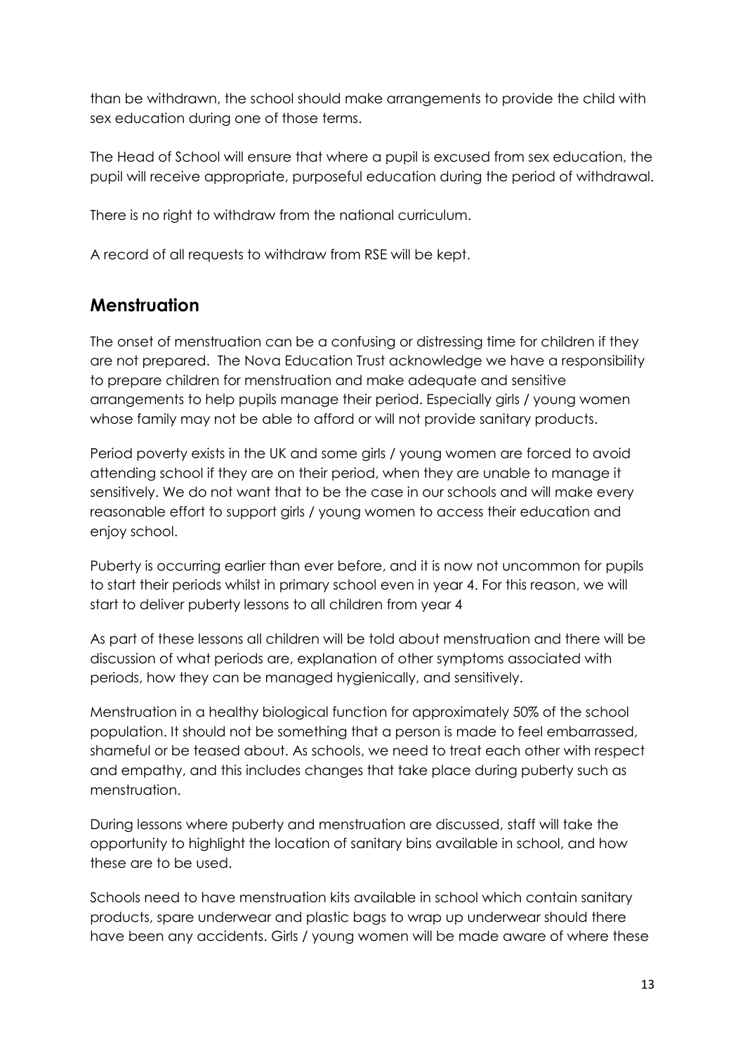than be withdrawn, the school should make arrangements to provide the child with sex education during one of those terms.

The Head of School will ensure that where a pupil is excused from sex education, the pupil will receive appropriate, purposeful education during the period of withdrawal.

There is no right to withdraw from the national curriculum.

A record of all requests to withdraw from RSE will be kept.

## Menstruation

The onset of menstruation can be a confusing or distressing time for children if they are not prepared. The Nova Education Trust acknowledge we have a responsibility to prepare children for menstruation and make adequate and sensitive arrangements to help pupils manage their period. Especially girls / young women whose family may not be able to afford or will not provide sanitary products.

Period poverty exists in the UK and some girls / young women are forced to avoid attending school if they are on their period, when they are unable to manage it sensitively. We do not want that to be the case in our schools and will make every reasonable effort to support girls / young women to access their education and enjoy school.

Puberty is occurring earlier than ever before, and it is now not uncommon for pupils to start their periods whilst in primary school even in year 4. For this reason, we will start to deliver puberty lessons to all children from year 4

As part of these lessons all children will be told about menstruation and there will be discussion of what periods are, explanation of other symptoms associated with periods, how they can be managed hygienically, and sensitively.

Menstruation in a healthy biological function for approximately 50% of the school population. It should not be something that a person is made to feel embarrassed, shameful or be teased about. As schools, we need to treat each other with respect and empathy, and this includes changes that take place during puberty such as menstruation.

During lessons where puberty and menstruation are discussed, staff will take the opportunity to highlight the location of sanitary bins available in school, and how these are to be used.

Schools need to have menstruation kits available in school which contain sanitary products, spare underwear and plastic bags to wrap up underwear should there have been any accidents. Girls / young women will be made aware of where these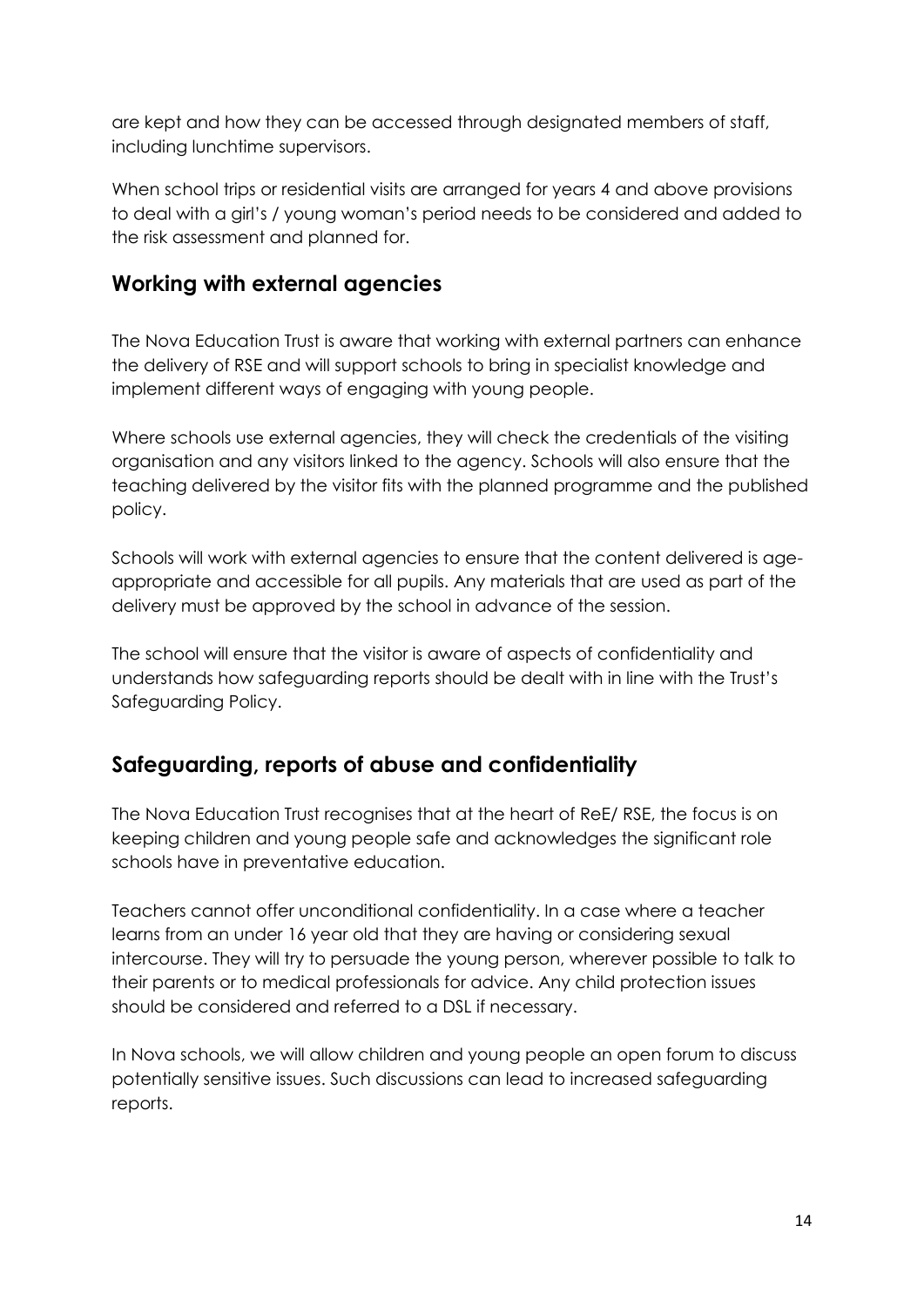are kept and how they can be accessed through designated members of staff, including lunchtime supervisors.

When school trips or residential visits are arranged for years 4 and above provisions to deal with a girl's / young woman's period needs to be considered and added to the risk assessment and planned for.

## Working with external agencies

The Nova Education Trust is aware that working with external partners can enhance the delivery of RSE and will support schools to bring in specialist knowledge and implement different ways of engaging with young people.

Where schools use external agencies, they will check the credentials of the visiting organisation and any visitors linked to the agency. Schools will also ensure that the teaching delivered by the visitor fits with the planned programme and the published policy.

Schools will work with external agencies to ensure that the content delivered is age-appropriate and accessible for all pupils. Any materials that are used as part of the delivery must be approved by the school in advance of the session.

The school will ensure that the visitor is aware of aspects of confidentiality and understands how safeguarding reports should be dealt with in line with the Trust's Safeguarding Policy.

## Safeguarding, reports of abuse and confidentiality

The Nova Education Trust recognises that at the heart of ReE/ RSE, the focus is on keeping children and young people safe and acknowledges the significant role schools have in preventative education.

Teachers cannot offer unconditional confidentiality. In a case where a teacher learns from an under 16 year old that they are having or considering sexual intercourse. They will try to persuade the young person, wherever possible to talk to their parents or to medical professionals for advice. Any child protection issues should be considered and referred to a DSL if necessary.

In Nova schools, we will allow children and young people an open forum to discuss potentially sensitive issues. Such discussions can lead to increased safeguarding reports.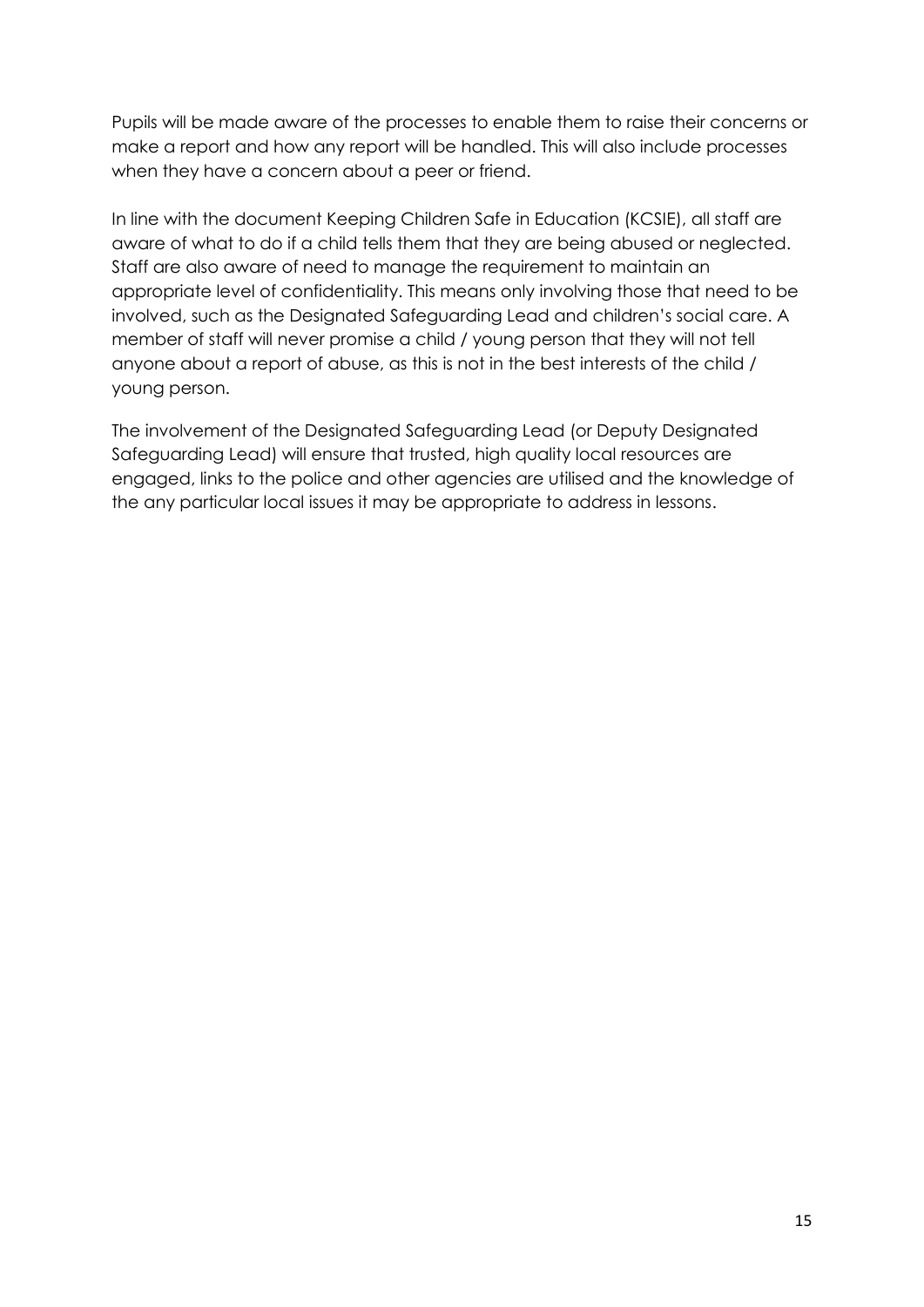Pupils will be made aware of the processes to enable them to raise their concerns or make a report and how any report will be handled. This will also include processes when they have a concern about a peer or friend.

In line with the document Keeping Children Safe in Education (KCSIE), all staff are aware of what to do if a child tells them that they are being abused or neglected. Staff are also aware of need to manage the requirement to maintain an appropriate level of confidentiality. This means only involving those that need to be involved, such as the Designated Safeguarding Lead and children's social care. A member of staff will never promise a child / young person that they will not tell anyone about a report of abuse, as this is not in the best interests of the child / young person.

The involvement of the Designated Safeguarding Lead (or Deputy Designated Safeguarding Lead) will ensure that trusted, high quality local resources are engaged, links to the police and other agencies are utilised and the knowledge of the any particular local issues it may be appropriate to address in lessons.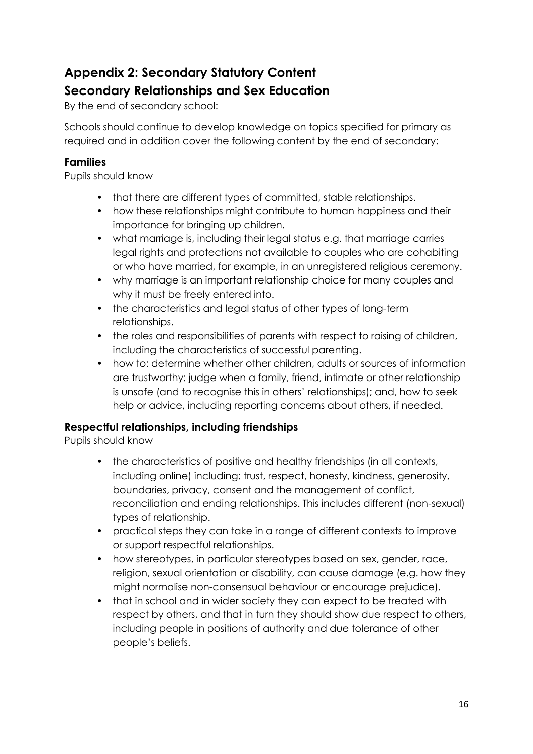## Appendix 2: Secondary Statutory Content

## Secondary Relationships and Sex Education

By the end of secondary school:

Schools should continue to develop knowledge on topics specified for primary as required and in addition cover the following content by the end of secondary:

### Families

Pupils should know

- that there are different types of committed, stable relationships.
- how these relationships might contribute to human happiness and their importance for bringing up children.
- what marriage is, including their legal status e.g. that marriage carries legal rights and protections not available to couples who are cohabiting or who have married, for example, in an unregistered religious ceremony.
- why marriage is an important relationship choice for many couples and why it must be freely entered into.
- the characteristics and legal status of other types of long-term relationships.
- the roles and responsibilities of parents with respect to raising of children, including the characteristics of successful parenting.
- how to: determine whether other children, adults or sources of information are trustworthy: judge when a family, friend, intimate or other relationship is unsafe (and to recognise this in others' relationships); and, how to seek help or advice, including reporting concerns about others, if needed.

### Respectful relationships, including friendships

Pupils should know

- the characteristics of positive and healthy friendships (in all contexts, including online) including: trust, respect, honesty, kindness, generosity, boundaries, privacy, consent and the management of conflict, reconciliation and ending relationships. This includes different (non-sexual) types of relationship.
- practical steps they can take in a range of different contexts to improve or support respectful relationships.
- how stereotypes, in particular stereotypes based on sex, gender, race, religion, sexual orientation or disability, can cause damage (e.g. how they might normalise non-consensual behaviour or encourage prejudice).
- that in school and in wider society they can expect to be treated with respect by others, and that in turn they should show due respect to others, including people in positions of authority and due tolerance of other people's beliefs.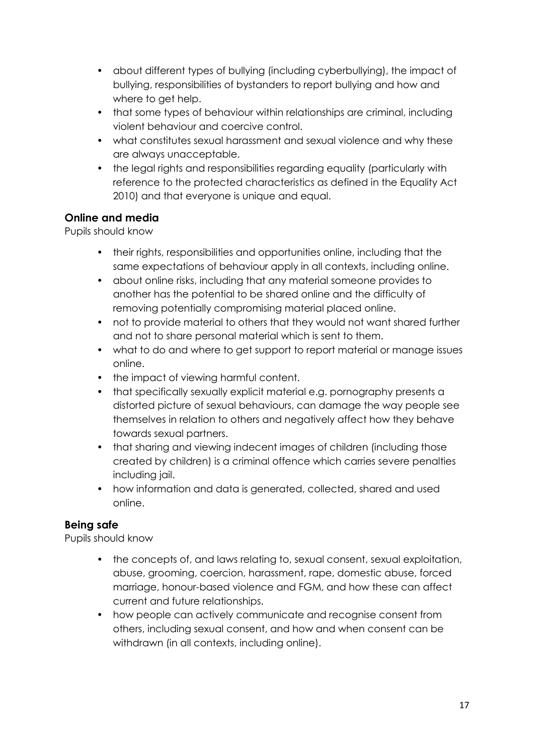- about different types of bullying (including cyberbullying), the impact of bullying, responsibilities of bystanders to report bullying and how and where to get help.
- that some types of behaviour within relationships are criminal, including violent behaviour and coercive control.
- what constitutes sexual harassment and sexual violence and why these are always unacceptable.
- the legal rights and responsibilities regarding equality (particularly with reference to the protected characteristics as defined in the Equality Act 2010) and that everyone is unique and equal.

**Online and media**

Pupils should know

- their rights, responsibilities and opportunities online, including that the same expectations of behaviour apply in all contexts, including online.
- about online risks, including that any material someone provides to another has the potential to be shared online and the difficulty of removing potentially compromising material placed online.
- not to provide material to others that they would not want shared further and not to share personal material which is sent to them.
- what to do and where to get support to report material or manage issues online.
- the impact of viewing harmful content.
- that specifically sexually explicit material e.g. pornography presents a distorted picture of sexual behaviours, can damage the way people see themselves in relation to others and negatively affect how they behave towards sexual partners.
- that sharing and viewing indecent images of children (including those created by children) is a criminal offence which carries severe penalties including jail.
- how information and data is generated, collected, shared and used online.

**Being safe**

Pupils should know

- the concepts of, and laws relating to, sexual consent, sexual exploitation, abuse, grooming, coercion, harassment, rape, domestic abuse, forced marriage, honour-based violence and FGM, and how these can affect current and future relationships.
- how people can actively communicate and recognise consent from others, including sexual consent, and how and when consent can be withdrawn (in all contexts, including online).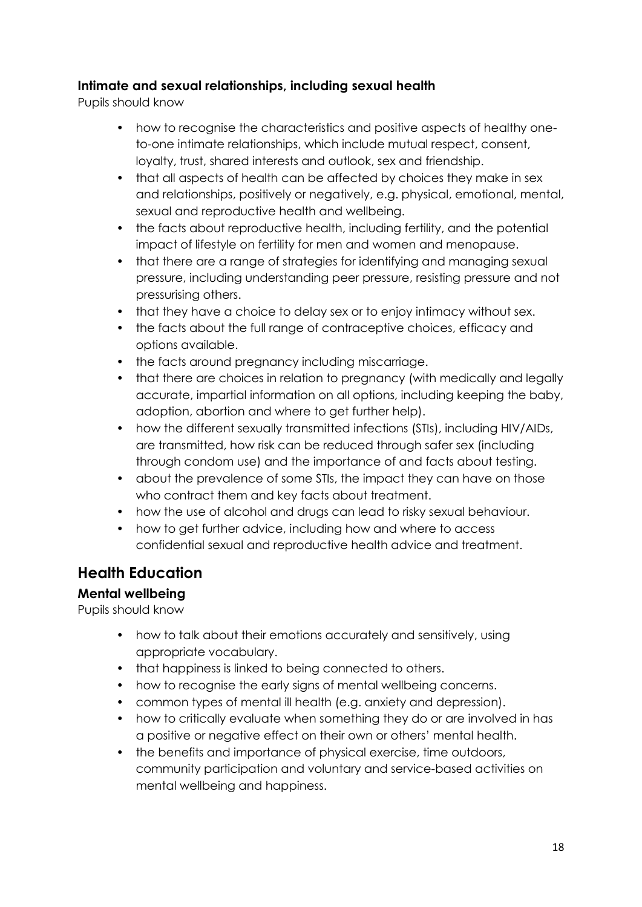### Intimate and sexual relationships, including sexual health

Pupils should know

- how to recognise the characteristics and positive aspects of healthy one-to-one intimate relationships, which include mutual respect, consent, loyalty, trust, shared interests and outlook, sex and friendship.
- that all aspects of health can be affected by choices they make in sex and relationships, positively or negatively, e.g. physical, emotional, mental, sexual and reproductive health and wellbeing.
- the facts about reproductive health, including fertility, and the potential impact of lifestyle on fertility for men and women and menopause.
- that there are a range of strategies for identifying and managing sexual pressure, including understanding peer pressure, resisting pressure and not pressurising others.
- that they have a choice to delay sex or to enjoy intimacy without sex.
- the facts about the full range of contraceptive choices, efficacy and options available.
- the facts around pregnancy including miscarriage.
- that there are choices in relation to pregnancy (with medically and legally accurate, impartial information on all options, including keeping the baby, adoption, abortion and where to get further help).
- how the different sexually transmitted infections (STIs), including HIV/AIDs, are transmitted, how risk can be reduced through safer sex (including through condom use) and the importance of and facts about testing.
- about the prevalence of some STIs, the impact they can have on those who contract them and key facts about treatment.
- how the use of alcohol and drugs can lead to risky sexual behaviour.
- how to get further advice, including how and where to access confidential sexual and reproductive health advice and treatment.

## Health Education

### Mental wellbeing

Pupils should know

- how to talk about their emotions accurately and sensitively, using appropriate vocabulary.
- that happiness is linked to being connected to others.
- how to recognise the early signs of mental wellbeing concerns.
- common types of mental ill health (e.g. anxiety and depression).
- how to critically evaluate when something they do or are involved in has a positive or negative effect on their own or others' mental health.
- the benefits and importance of physical exercise, time outdoors, community participation and voluntary and service-based activities on mental wellbeing and happiness.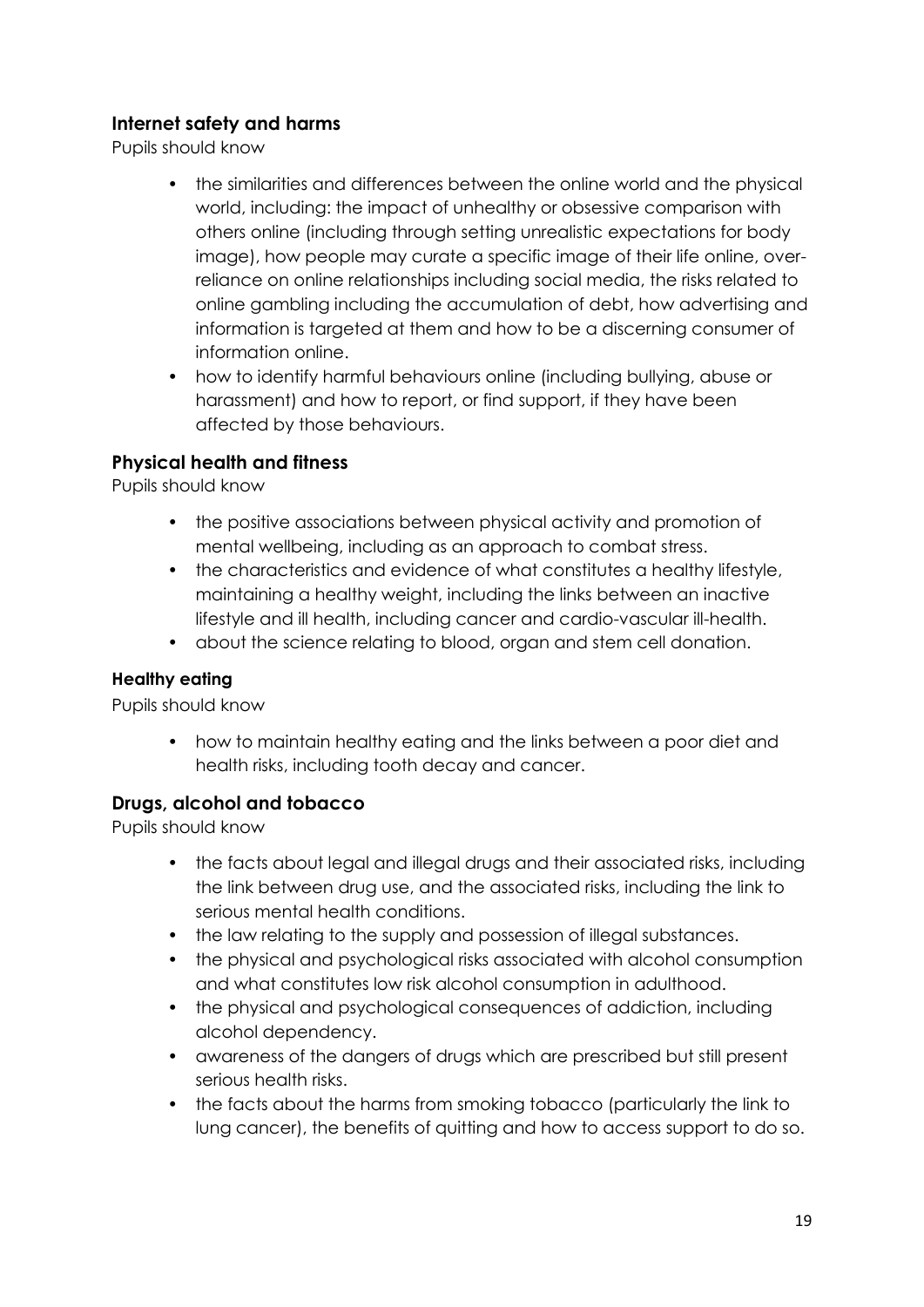### Internet safety and harms

Pupils should know

- the similarities and differences between the online world and the physical world, including: the impact of unhealthy or obsessive comparison with others online (including through setting unrealistic expectations for body image), how people may curate a specific image of their life online, over-reliance on online relationships including social media, the risks related to online gambling including the accumulation of debt, how advertising and information is targeted at them and how to be a discerning consumer of information online.
- how to identify harmful behaviours online (including bullying, abuse or harassment) and how to report, or find support, if they have been affected by those behaviours.

### Physical health and fitness

Pupils should know

- the positive associations between physical activity and promotion of mental wellbeing, including as an approach to combat stress.
- the characteristics and evidence of what constitutes a healthy lifestyle, maintaining a healthy weight, including the links between an inactive lifestyle and ill health, including cancer and cardio-vascular ill-health.
- about the science relating to blood, organ and stem cell donation.

### Healthy eating

Pupils should know

- how to maintain healthy eating and the links between a poor diet and health risks, including tooth decay and cancer.

### Drugs, alcohol and tobacco

Pupils should know

- the facts about legal and illegal drugs and their associated risks, including the link between drug use, and the associated risks, including the link to serious mental health conditions.
- the law relating to the supply and possession of illegal substances.
- the physical and psychological risks associated with alcohol consumption and what constitutes low risk alcohol consumption in adulthood.
- the physical and psychological consequences of addiction, including alcohol dependency.
- awareness of the dangers of drugs which are prescribed but still present serious health risks.
- the facts about the harms from smoking tobacco (particularly the link to lung cancer), the benefits of quitting and how to access support to do so.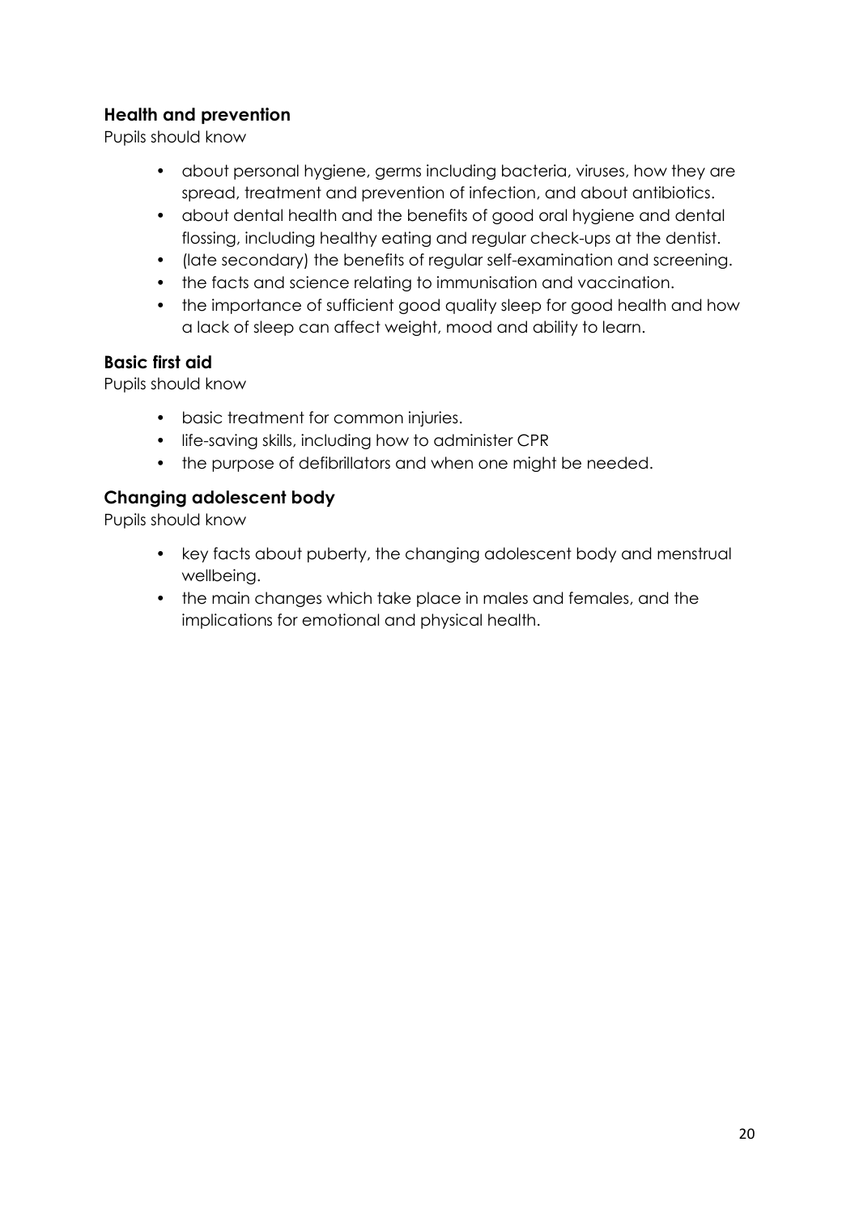### Health and prevention

Pupils should know

- about personal hygiene, germs including bacteria, viruses, how they are spread, treatment and prevention of infection, and about antibiotics.
- about dental health and the benefits of good oral hygiene and dental flossing, including healthy eating and regular check-ups at the dentist.
- (late secondary) the benefits of regular self-examination and screening.
- the facts and science relating to immunisation and vaccination.
- the importance of sufficient good quality sleep for good health and how a lack of sleep can affect weight, mood and ability to learn.

### Basic first aid

Pupils should know

- basic treatment for common injuries.
- life-saving skills, including how to administer CPR
- the purpose of defibrillators and when one might be needed.

### Changing adolescent body

Pupils should know

- key facts about puberty, the changing adolescent body and menstrual wellbeing.
- the main changes which take place in males and females, and the implications for emotional and physical health.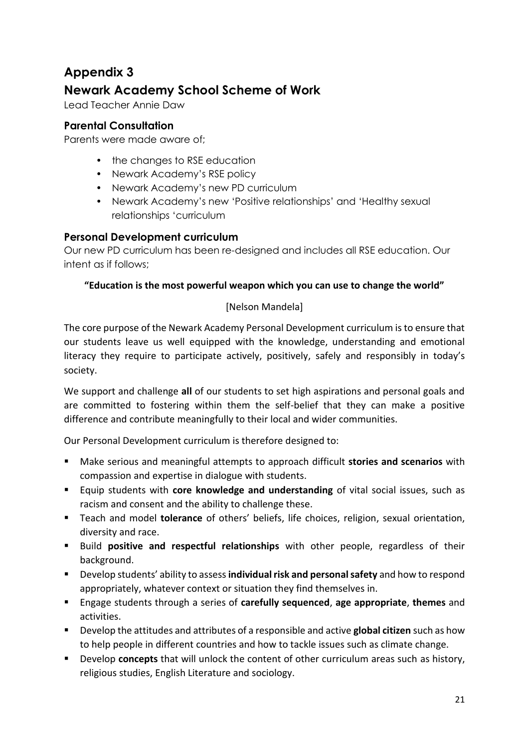# Appendix 3

## Newark Academy School Scheme of Work

Lead Teacher Annie Daw

### Parental Consultation

Parents were made aware of;

- the changes to RSE education
- Newark Academy's RSE policy
- Newark Academy's new PD curriculum
- Newark Academy's new 'Positive relationships' and 'Healthy sexual relationships 'curriculum

### Personal Development curriculum

Our new PD curriculum has been re-designed and includes all RSE education. Our intent as if follows;

**"Education is the most powerful weapon which you can use to change the world"**

[Nelson Mandela]

The core purpose of the Newark Academy Personal Development curriculum is to ensure that our students leave us well equipped with the knowledge, understanding and emotional literacy they require to participate actively, positively, safely and responsibly in today's society.

We support and challenge **all** of our students to set high aspirations and personal goals and are committed to fostering within them the self-belief that they can make a positive difference and contribute meaningfully to their local and wider communities.

Our Personal Development curriculum is therefore designed to:

- Make serious and meaningful attempts to approach difficult **stories and scenarios** with compassion and expertise in dialogue with students.
- Equip students with **core knowledge and understanding** of vital social issues, such as racism and consent and the ability to challenge these.
- Teach and model **tolerance** of others' beliefs, life choices, religion, sexual orientation, diversity and race.
- Build **positive and respectful relationships** with other people, regardless of their background.
- Develop students' ability to assess **individual risk and personal safety** and how to respond appropriately, whatever context or situation they find themselves in.
- Engage students through a series of **carefully sequenced**, **age appropriate**, **themes** and activities.
- Develop the attitudes and attributes of a responsible and active **global citizen** such as how to help people in different countries and how to tackle issues such as climate change.
- Develop **concepts** that will unlock the content of other curriculum areas such as history, religious studies, English Literature and sociology.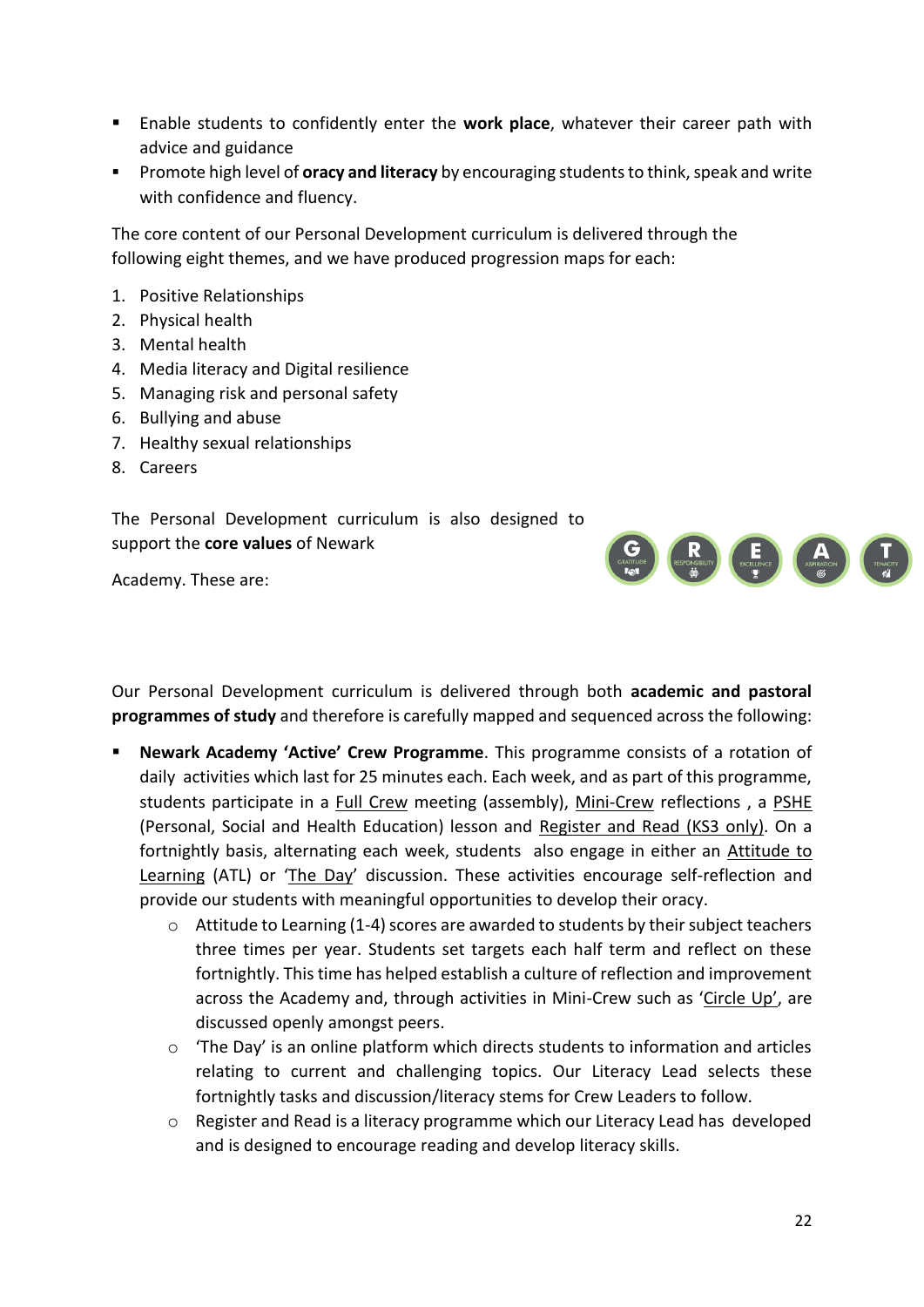- Enable students to confidently enter the **work place**, whatever their career path with advice and guidance
- Promote high level of **oracy and literacy** by encouraging students to think, speak and write with confidence and fluency.

The core content of our Personal Development curriculum is delivered through the following eight themes, and we have produced progression maps for each:

1. Positive Relationships
2. Physical health
3. Mental health
4. Media literacy and Digital resilience
5. Managing risk and personal safety
6. Bullying and abuse
7. Healthy sexual relationships
8. Careers

The Personal Development curriculum is also designed to support the **core values** of Newark Academy. These are:

G GRATITUDE, R RESPONSIBILITY, E EXCELLENCE, A ASPIRATION, T TENACITY

Our Personal Development curriculum is delivered through both **academic and pastoral programmes of study** and therefore is carefully mapped and sequenced across the following:

- **Newark Academy 'Active' Crew Programme**. This programme consists of a rotation of daily activities which last for 25 minutes each. Each week, and as part of this programme, students participate in a Full Crew meeting (assembly), Mini-Crew reflections , a PSHE (Personal, Social and Health Education) lesson and Register and Read (KS3 only). On a fortnightly basis, alternating each week, students also engage in either an Attitude to Learning (ATL) or 'The Day' discussion. These activities encourage self-reflection and provide our students with meaningful opportunities to develop their oracy.
  - Attitude to Learning (1-4) scores are awarded to students by their subject teachers three times per year. Students set targets each half term and reflect on these fortnightly. This time has helped establish a culture of reflection and improvement across the Academy and, through activities in Mini-Crew such as 'Circle Up', are discussed openly amongst peers.
  - 'The Day' is an online platform which directs students to information and articles relating to current and challenging topics. Our Literacy Lead selects these fortnightly tasks and discussion/literacy stems for Crew Leaders to follow.
  - Register and Read is a literacy programme which our Literacy Lead has developed and is designed to encourage reading and develop literacy skills.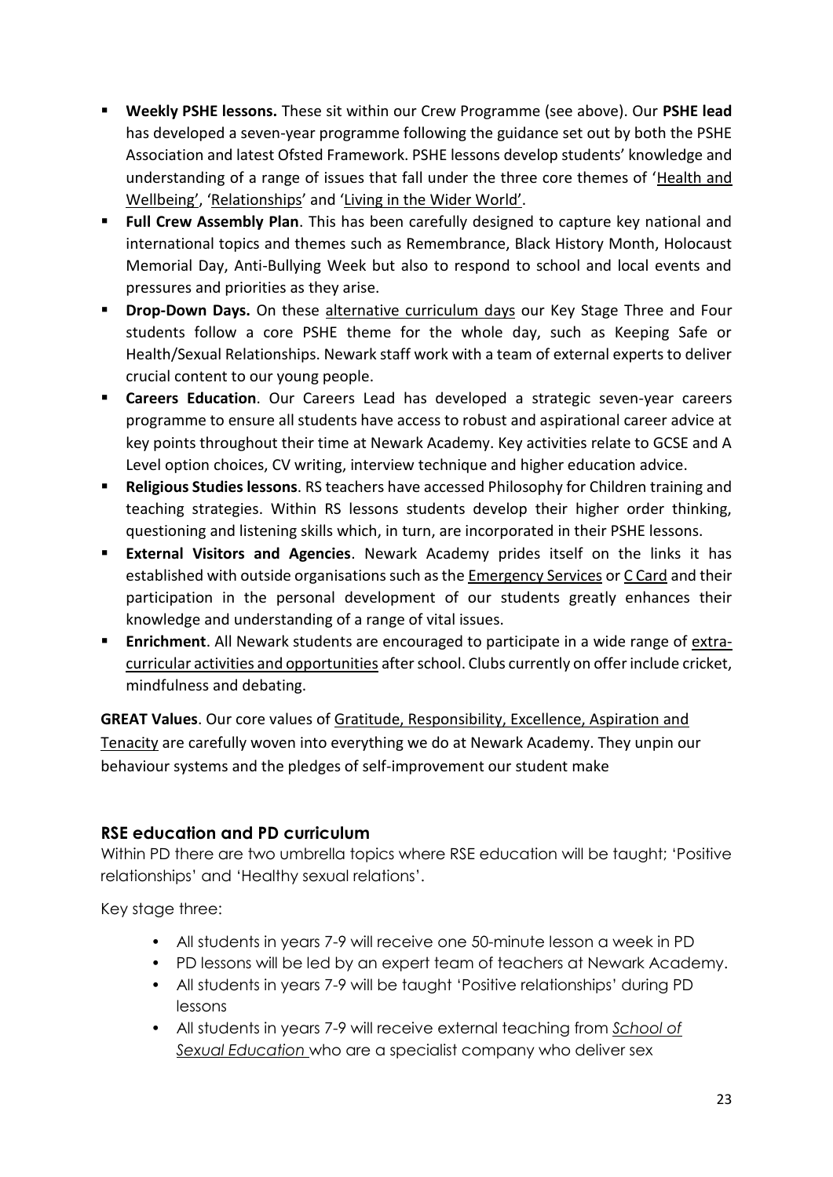- **Weekly PSHE lessons.** These sit within our Crew Programme (see above). Our **PSHE lead** has developed a seven-year programme following the guidance set out by both the PSHE Association and latest Ofsted Framework. PSHE lessons develop students' knowledge and understanding of a range of issues that fall under the three core themes of 'Health and Wellbeing', 'Relationships' and 'Living in the Wider World'.
- **Full Crew Assembly Plan**. This has been carefully designed to capture key national and international topics and themes such as Remembrance, Black History Month, Holocaust Memorial Day, Anti-Bullying Week but also to respond to school and local events and pressures and priorities as they arise.
- **Drop-Down Days.** On these alternative curriculum days our Key Stage Three and Four students follow a core PSHE theme for the whole day, such as Keeping Safe or Health/Sexual Relationships. Newark staff work with a team of external experts to deliver crucial content to our young people.
- **Careers Education**. Our Careers Lead has developed a strategic seven-year careers programme to ensure all students have access to robust and aspirational career advice at key points throughout their time at Newark Academy. Key activities relate to GCSE and A Level option choices, CV writing, interview technique and higher education advice.
- **Religious Studies lessons**. RS teachers have accessed Philosophy for Children training and teaching strategies. Within RS lessons students develop their higher order thinking, questioning and listening skills which, in turn, are incorporated in their PSHE lessons.
- **External Visitors and Agencies**. Newark Academy prides itself on the links it has established with outside organisations such as the Emergency Services or C Card and their participation in the personal development of our students greatly enhances their knowledge and understanding of a range of vital issues.
- **Enrichment**. All Newark students are encouraged to participate in a wide range of extra-curricular activities and opportunities after school. Clubs currently on offer include cricket, mindfulness and debating.

**GREAT Values**. Our core values of Gratitude, Responsibility, Excellence, Aspiration and Tenacity are carefully woven into everything we do at Newark Academy. They unpin our behaviour systems and the pledges of self-improvement our student make

## RSE education and PD curriculum

Within PD there are two umbrella topics where RSE education will be taught; 'Positive relationships' and 'Healthy sexual relations'.

Key stage three:

- All students in years 7-9 will receive one 50-minute lesson a week in PD
- PD lessons will be led by an expert team of teachers at Newark Academy.
- All students in years 7-9 will be taught 'Positive relationships' during PD lessons
- All students in years 7-9 will receive external teaching from *School of Sexual Education* who are a specialist company who deliver sex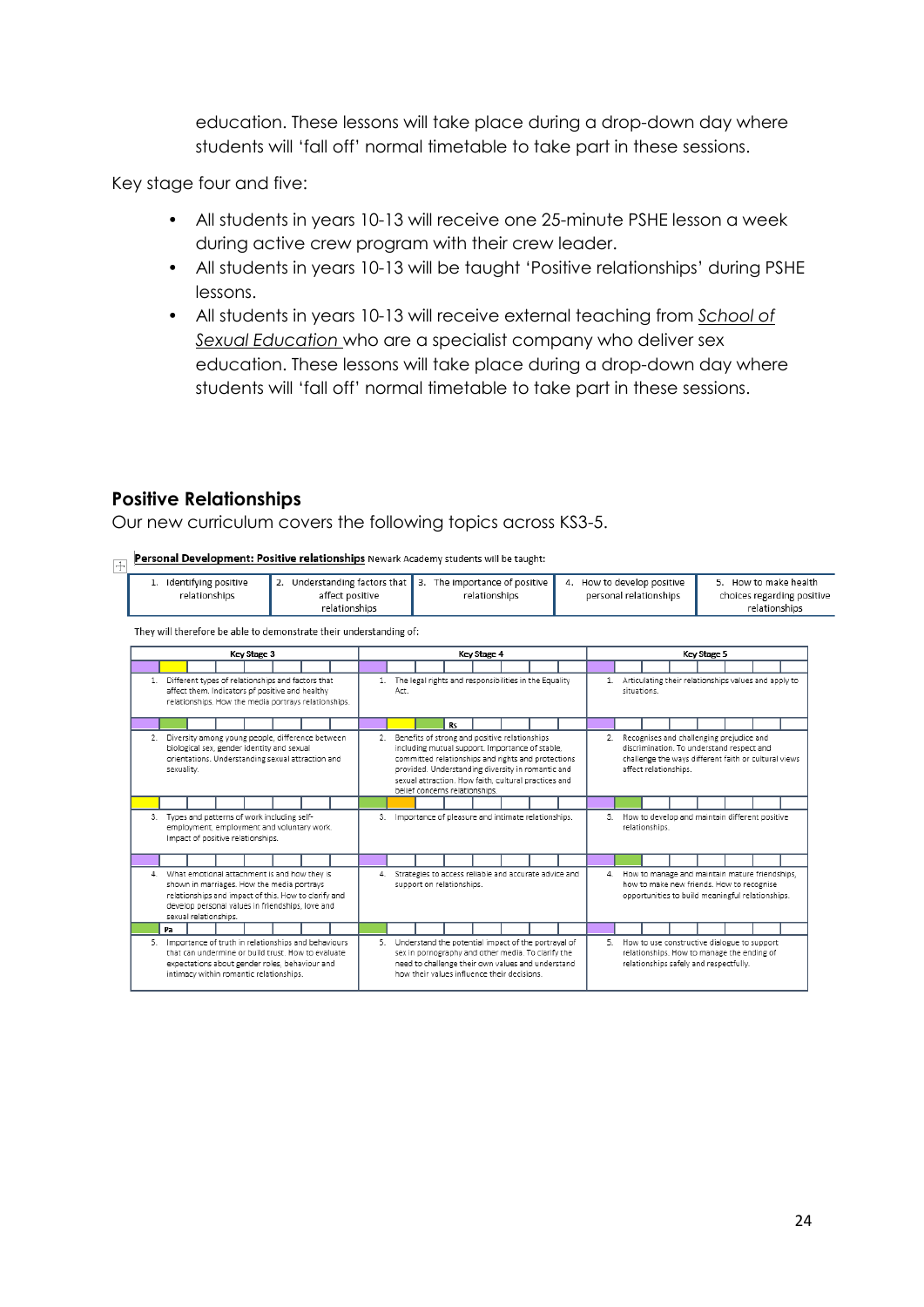education. These lessons will take place during a drop-down day where students will 'fall off' normal timetable to take part in these sessions.

Key stage four and five:

- All students in years 10-13 will receive one 25-minute PSHE lesson a week during active crew program with their crew leader.
- All students in years 10-13 will be taught 'Positive relationships' during PSHE lessons.
- All students in years 10-13 will receive external teaching from _School of Sexual Education_ who are a specialist company who deliver sex education. These lessons will take place during a drop-down day where students will 'fall off' normal timetable to take part in these sessions.

## Positive Relationships

Our new curriculum covers the following topics across KS3-5.

**Personal Development: Positive relationships** Newark Academy students will be taught:

| 1. Identifying positive relationships | 2. Understanding factors that affect positive relationships | 3. The importance of positive relationships | 4. How to develop positive personal relationships | 5. How to make health choices regarding positive relationships |
|---|---|---|---|---|

They will therefore be able to demonstrate their understanding of:

| Key Stage 3 | Key Stage 4 | Key Stage 5 |
|---|---|---|
| 1. Different types of relationships and factors that affect them. Indicators pf positive and healthy relationships. How the media portrays relationships. | 1. The legal rights and responsibilities in the Equality Act. | 1. Articulating their relationships values and apply to situations. |
| 2. Diversity among young people, difference between biological sex, gender identity and sexual orientations. Understanding sexual attraction and sexuality. | Rs<br>2. Benefits of strong and positive relationships including mutual support. Importance of stable, committed relationships and rights and protections provided. Understanding diversity in romantic and sexual attraction. How faith, cultural practices and belief concerns relationships. | 2. Recognises and challenging prejudice and discrimination. To understand respect and challenge the ways different faith or cultural views affect relationships. |
| 3. Types and patterns of work including self-employment, employment and voluntary work. Impact of positive relationships. | 3. Importance of pleasure and intimate relationships. | 3. How to develop and maintain different positive relationships. |
| 4. What emotional attachment is and how they is shown in marriages. How the media portrays relationships and impact of this. How to clarify and develop personal values in friendships, love and sexual relationships. | 4. Strategies to access reliable and accurate advice and support on relationships. | 4. How to manage and maintain mature friendships, how to make new friends. How to recognise opportunities to build meaningful relationships. |
| Pa<br>5. Importance of truth in relationships and behaviours that can undermine or build trust. How to evaluate expectations about gender roles, behaviour and intimacy within romantic relationships. | 5. Understand the potential impact of the portrayal of sex in pornography and other media. To clarify the need to challenge their own values and understand how their values influence their decisions. | 5. How to use constructive dialogue to support relationships. How to manage the ending of relationships safely and respectfully. |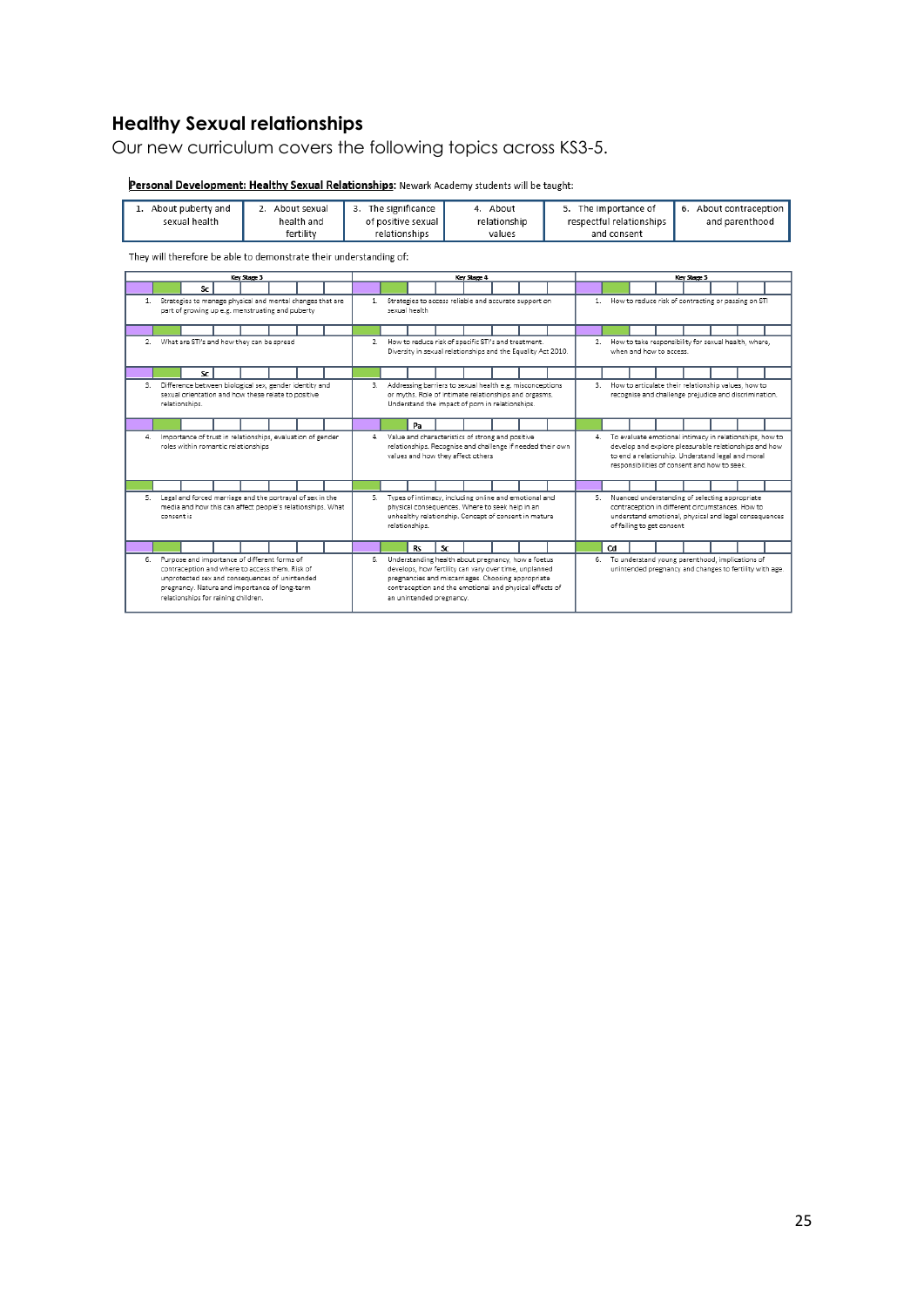## Healthy Sexual relationships

Our new curriculum covers the following topics across KS3-5.

**Personal Development: Healthy Sexual Relationships:** Newark Academy students will be taught:

| | | | | | |
|---|---|---|---|---|---|
| 1. About puberty and sexual health | 2. About sexual health and fertility | 3. The significance of positive sexual relationships | 4. About relationship values | 5. The importance of respectful relationships and consent | 6. About contraception and parenthood |

They will therefore be able to demonstrate their understanding of:

| Key Stage 3 | Key Stage 4 | Key Stage 5 |
|---|---|---|
| Sc | | |
| 1. Strategies to manage physical and mental changes that are part of growing up e.g. menstruating and puberty | 1. Strategies to access reliable and accurate support on sexual health | 1. How to reduce risk of contracting or passing on STI |
| 2. What are STI's and how they can be spread | 2. How to reduce risk of specific STI's and treatment. Diversity in sexual relationships and the Equality Act 2010. | 2. How to take responsibility for sexual health, where, when and how to access. |
| Sc | | |
| 3. Difference between biological sex, gender identity and sexual orientation and how these relate to positive relationships. | 3. Addressing barriers to sexual health e.g. misconceptions or myths. Role of intimate relationships and orgasms. Understand the impact of porn in relationships. | 3. How to articulate their relationship values, how to recognise and challenge prejudice and discrimination. |
| | Pa | |
| 4. Importance of trust in relationships, evaluation of gender roles within romantic relationships | 4. Value and characteristics of strong and positive relationships. Recognise and challenge if needed their own values and how they effect others | 4. To evaluate emotional intimacy in relationships, how to develop and explore pleasurable relationships and how to end a relationship. Understand legal and moral responsibilities of consent and how to seek. |
| 5. Legal and forced marriage and the portrayal of sex in the media and how this can affect people's relationships. What consent is | 5. Types of intimacy, including online and emotional and physical consequences. Where to seek help in an unhealthy relationship. Concept of consent in mature relationships. | 5. Nuanced understanding of selecting appropriate contraception in different circumstances. How to understand emotional, physical and legal consequences of failing to get consent |
| | Rs, Sc | Cd |
| 6. Purpose and importance of different forms of contraception and where to access them. Risk of unprotected sex and consequences of unintended pregnancy. Nature and importance of long-term relationships for raising children. | 6. Understanding health about pregnancy, how a foetus develops, how fertility can vary over time, unplanned pregnancies and miscarriages. Choosing appropriate contraception and the emotional and physical effects of an unintended pregnancy. | 6. To understand young parenthood, implications of unintended pregnancy and changes to fertility with age |